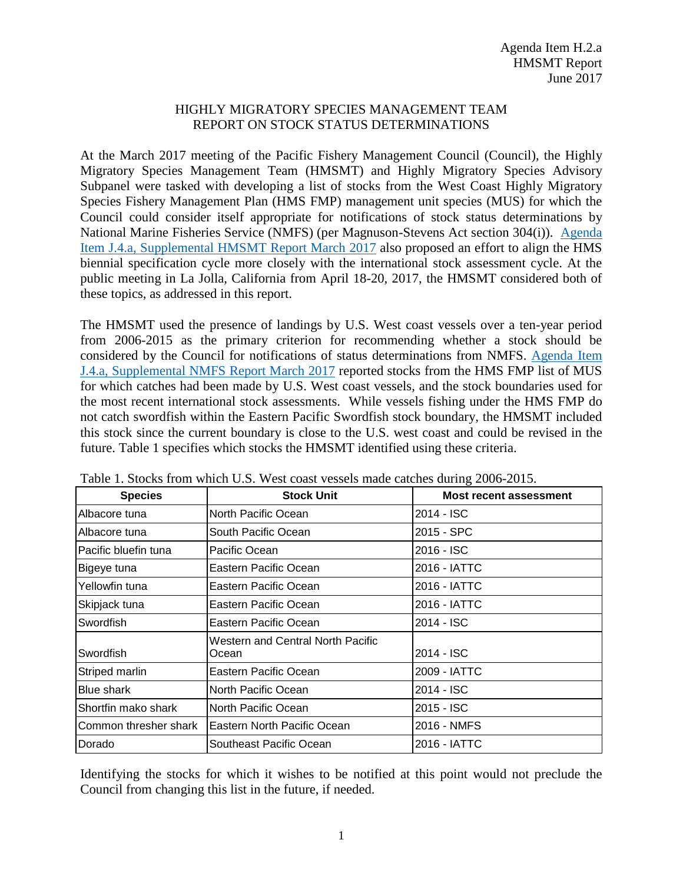Agenda Item H.2.a
HMSMT Report
June 2017

# HIGHLY MIGRATORY SPECIES MANAGEMENT TEAM REPORT ON STOCK STATUS DETERMINATIONS

At the March 2017 meeting of the Pacific Fishery Management Council (Council), the Highly Migratory Species Management Team (HMSMT) and Highly Migratory Species Advisory Subpanel were tasked with developing a list of stocks from the West Coast Highly Migratory Species Fishery Management Plan (HMS FMP) management unit species (MUS) for which the Council could consider itself appropriate for notifications of stock status determinations by National Marine Fisheries Service (NMFS) (per Magnuson-Stevens Act section 304(i)). [Agenda Item J.4.a, Supplemental HMSMT Report March 2017] also proposed an effort to align the HMS biennial specification cycle more closely with the international stock assessment cycle. At the public meeting in La Jolla, California from April 18-20, 2017, the HMSMT considered both of these topics, as addressed in this report.

The HMSMT used the presence of landings by U.S. West coast vessels over a ten-year period from 2006-2015 as the primary criterion for recommending whether a stock should be considered by the Council for notifications of status determinations from NMFS. [Agenda Item J.4.a, Supplemental NMFS Report March 2017] reported stocks from the HMS FMP list of MUS for which catches had been made by U.S. West coast vessels, and the stock boundaries used for the most recent international stock assessments. While vessels fishing under the HMS FMP do not catch swordfish within the Eastern Pacific Swordfish stock boundary, the HMSMT included this stock since the current boundary is close to the U.S. west coast and could be revised in the future. Table 1 specifies which stocks the HMSMT identified using these criteria.

Table 1. Stocks from which U.S. West coast vessels made catches during 2006-2015.

| Species | Stock Unit | Most recent assessment |
|---|---|---|
| Albacore tuna | North Pacific Ocean | 2014 - ISC |
| Albacore tuna | South Pacific Ocean | 2015 - SPC |
| Pacific bluefin tuna | Pacific Ocean | 2016 - ISC |
| Bigeye tuna | Eastern Pacific Ocean | 2016 - IATTC |
| Yellowfin tuna | Eastern Pacific Ocean | 2016 - IATTC |
| Skipjack tuna | Eastern Pacific Ocean | 2016 - IATTC |
| Swordfish | Eastern Pacific Ocean | 2014 - ISC |
| Swordfish | Western and Central North Pacific Ocean | 2014 - ISC |
| Striped marlin | Eastern Pacific Ocean | 2009 - IATTC |
| Blue shark | North Pacific Ocean | 2014 - ISC |
| Shortfin mako shark | North Pacific Ocean | 2015 - ISC |
| Common thresher shark | Eastern North Pacific Ocean | 2016 - NMFS |
| Dorado | Southeast Pacific Ocean | 2016 - IATTC |

Identifying the stocks for which it wishes to be notified at this point would not preclude the Council from changing this list in the future, if needed.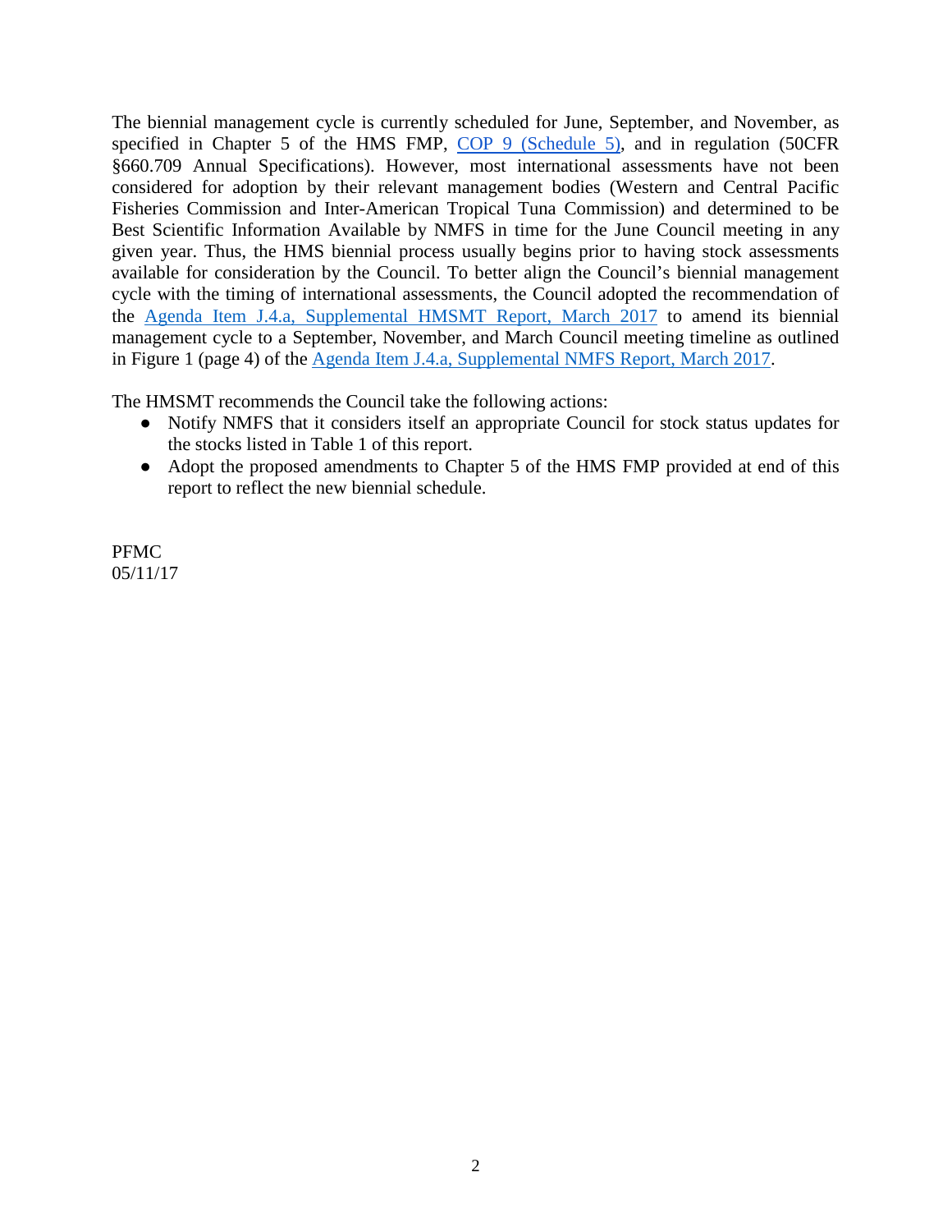The biennial management cycle is currently scheduled for June, September, and November, as specified in Chapter 5 of the HMS FMP, COP 9 (Schedule 5), and in regulation (50CFR §660.709 Annual Specifications). However, most international assessments have not been considered for adoption by their relevant management bodies (Western and Central Pacific Fisheries Commission and Inter-American Tropical Tuna Commission) and determined to be Best Scientific Information Available by NMFS in time for the June Council meeting in any given year. Thus, the HMS biennial process usually begins prior to having stock assessments available for consideration by the Council. To better align the Council's biennial management cycle with the timing of international assessments, the Council adopted the recommendation of the Agenda Item J.4.a, Supplemental HMSMT Report, March 2017 to amend its biennial management cycle to a September, November, and March Council meeting timeline as outlined in Figure 1 (page 4) of the Agenda Item J.4.a, Supplemental NMFS Report, March 2017.

The HMSMT recommends the Council take the following actions:

- Notify NMFS that it considers itself an appropriate Council for stock status updates for the stocks listed in Table 1 of this report.
- Adopt the proposed amendments to Chapter 5 of the HMS FMP provided at end of this report to reflect the new biennial schedule.

PFMC
05/11/17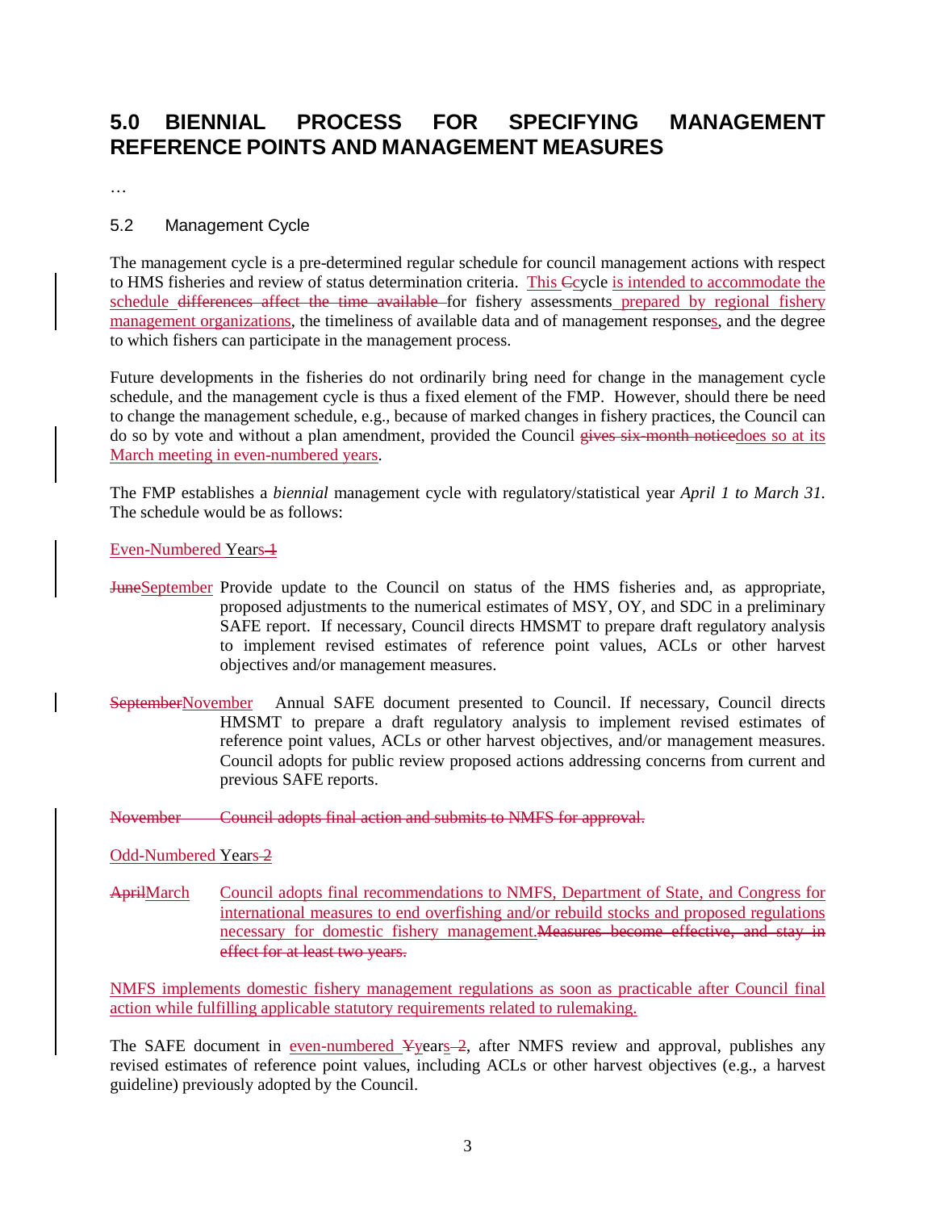## 5.0 BIENNIAL PROCESS FOR SPECIFYING MANAGEMENT REFERENCE POINTS AND MANAGEMENT MEASURES

…

### 5.2 Management Cycle

The management cycle is a pre-determined regular schedule for council management actions with respect to HMS fisheries and review of status determination criteria. <u>This </u>~~C~~cycle <u>is intended to accommodate the schedule </u>~~differences affect the time available~~ for fishery assessments<u> prepared by regional fishery management organizations</u>, the timeliness of available data and of management response<u>s</u>, and the degree to which fishers can participate in the management process.

Future developments in the fisheries do not ordinarily bring need for change in the management cycle schedule, and the management cycle is thus a fixed element of the FMP. However, should there be need to change the management schedule, e.g., because of marked changes in fishery practices, the Council can do so by vote and without a plan amendment, provided the Council ~~gives six-month notice~~<u>does so at its March meeting in even-numbered years</u>.

The FMP establishes a *biennial* management cycle with regulatory/statistical year *April 1 to March 31.* The schedule would be as follows:

<u>Even-Numbered</u> Year<u>s</u>~~ 1~~

~~June~~<u>September</u> Provide update to the Council on status of the HMS fisheries and, as appropriate, proposed adjustments to the numerical estimates of MSY, OY, and SDC in a preliminary SAFE report. If necessary, Council directs HMSMT to prepare draft regulatory analysis to implement revised estimates of reference point values, ACLs or other harvest objectives and/or management measures.

~~September~~<u>November</u> Annual SAFE document presented to Council. If necessary, Council directs HMSMT to prepare a draft regulatory analysis to implement revised estimates of reference point values, ACLs or other harvest objectives, and/or management measures. Council adopts for public review proposed actions addressing concerns from current and previous SAFE reports.

~~November Council adopts final action and submits to NMFS for approval.~~

<u>Odd-Numbered</u> Year<u>s</u>~~ 2~~

~~April~~<u>March</u> <u>Council adopts final recommendations to NMFS, Department of State, and Congress for international measures to end overfishing and/or rebuild stocks and proposed regulations necessary for domestic fishery management.</u>~~Measures become effective, and stay in effect for at least two years.~~

<u>NMFS implements domestic fishery management regulations as soon as practicable after Council final action while fulfilling applicable statutory requirements related to rulemaking.</u>

The SAFE document in <u>even-numbered </u>~~Y~~<u>y</u>ear<u>s</u>~~ 2~~, after NMFS review and approval, publishes any revised estimates of reference point values, including ACLs or other harvest objectives (e.g., a harvest guideline) previously adopted by the Council.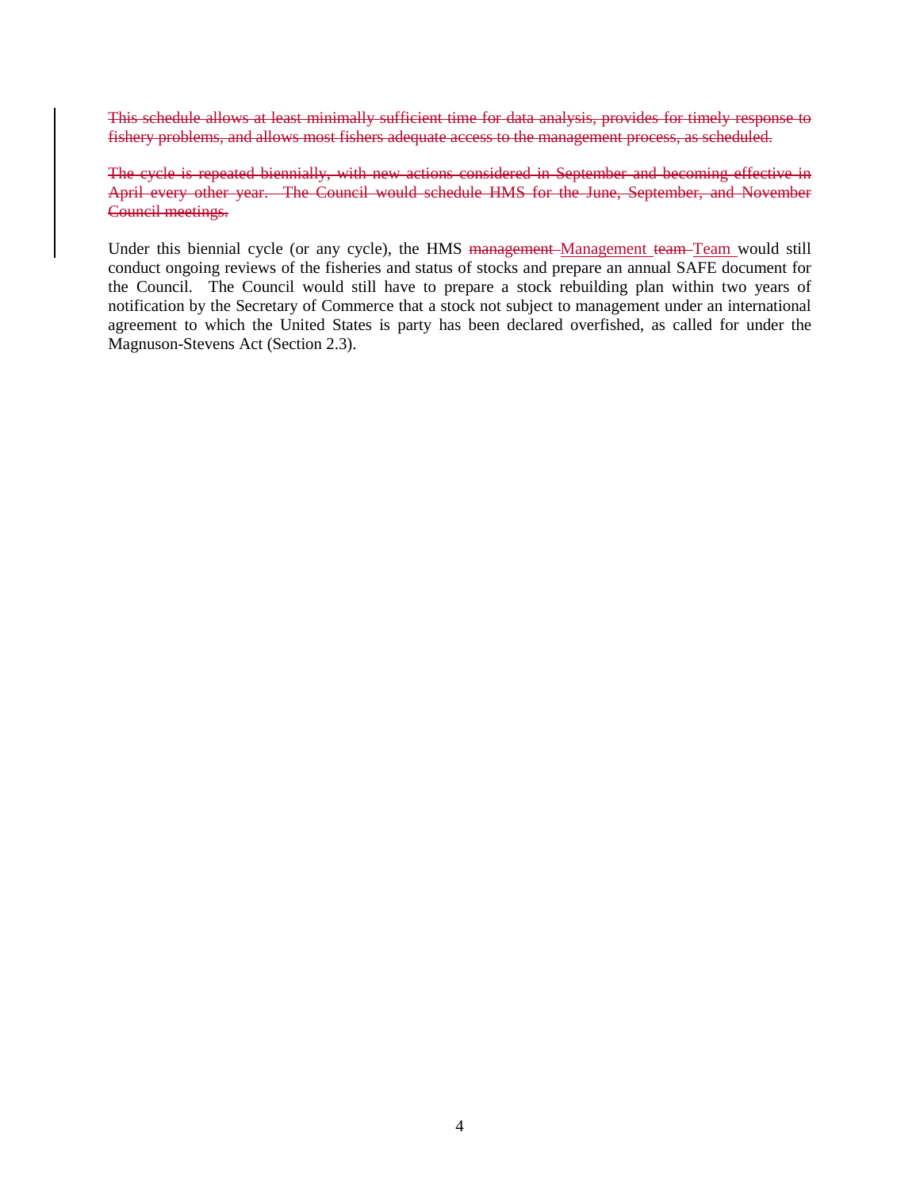~~This schedule allows at least minimally sufficient time for data analysis, provides for timely response to fishery problems, and allows most fishers adequate access to the management process, as scheduled.~~

~~The cycle is repeated biennially, with new actions considered in September and becoming effective in April every other year. The Council would schedule HMS for the June, September, and November Council meetings.~~

Under this biennial cycle (or any cycle), the HMS ~~management~~ Management ~~team~~ Team would still conduct ongoing reviews of the fisheries and status of stocks and prepare an annual SAFE document for the Council. The Council would still have to prepare a stock rebuilding plan within two years of notification by the Secretary of Commerce that a stock not subject to management under an international agreement to which the United States is party has been declared overfished, as called for under the Magnuson-Stevens Act (Section 2.3).